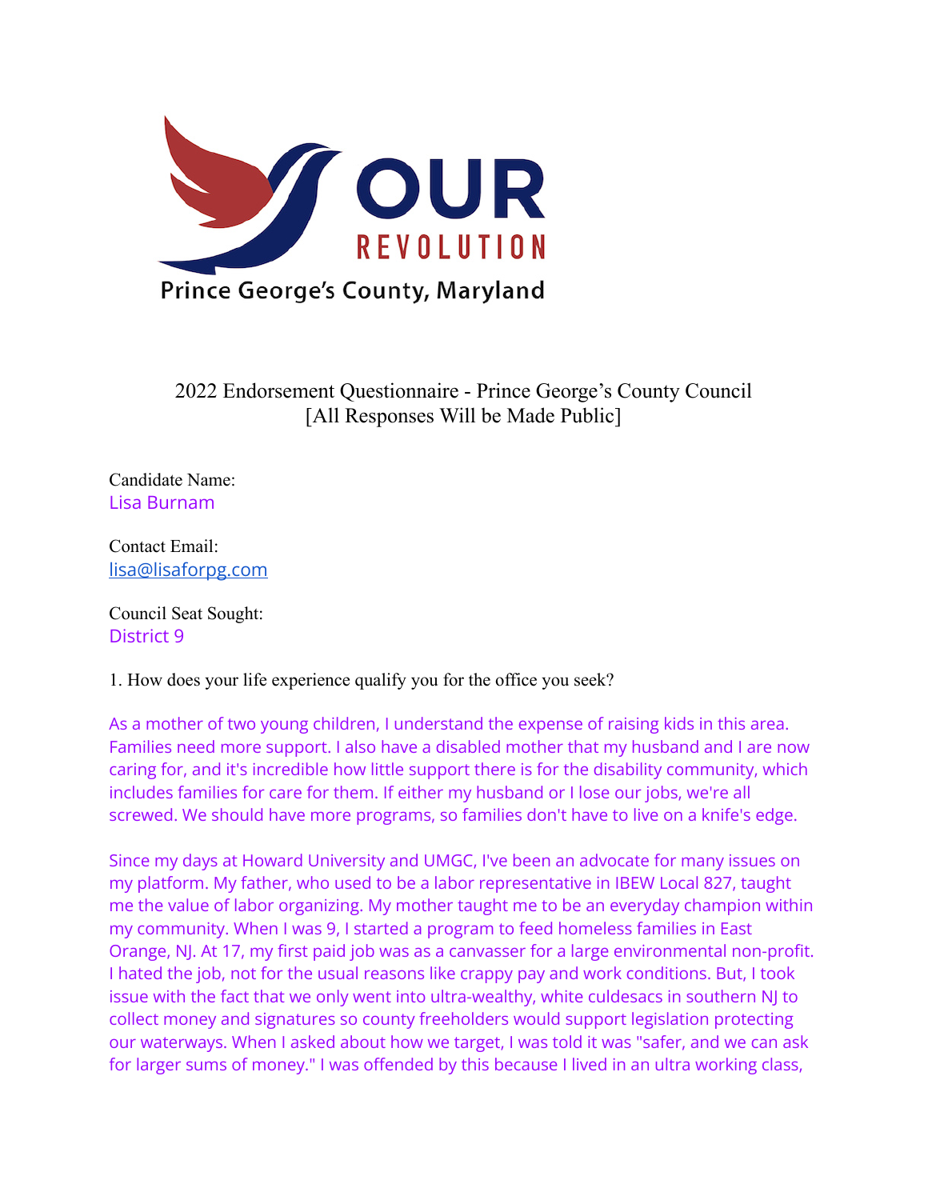OUR REVOLUTION

Prince George's County, Maryland

2022 Endorsement Questionnaire - Prince George's County Council
[All Responses Will be Made Public]

Candidate Name:
Lisa Burnam

Contact Email:
lisa@lisaforpg.com

Council Seat Sought:
District 9

1. How does your life experience qualify you for the office you seek?

As a mother of two young children, I understand the expense of raising kids in this area. Families need more support. I also have a disabled mother that my husband and I are now caring for, and it's incredible how little support there is for the disability community, which includes families for care for them. If either my husband or I lose our jobs, we're all screwed. We should have more programs, so families don't have to live on a knife's edge.

Since my days at Howard University and UMGC, I've been an advocate for many issues on my platform. My father, who used to be a labor representative in IBEW Local 827, taught me the value of labor organizing. My mother taught me to be an everyday champion within my community. When I was 9, I started a program to feed homeless families in East Orange, NJ. At 17, my first paid job was as a canvasser for a large environmental non-profit. I hated the job, not for the usual reasons like crappy pay and work conditions. But, I took issue with the fact that we only went into ultra-wealthy, white culdesacs in southern NJ to collect money and signatures so county freeholders would support legislation protecting our waterways. When I asked about how we target, I was told it was "safer, and we can ask for larger sums of money." I was offended by this because I lived in an ultra working class,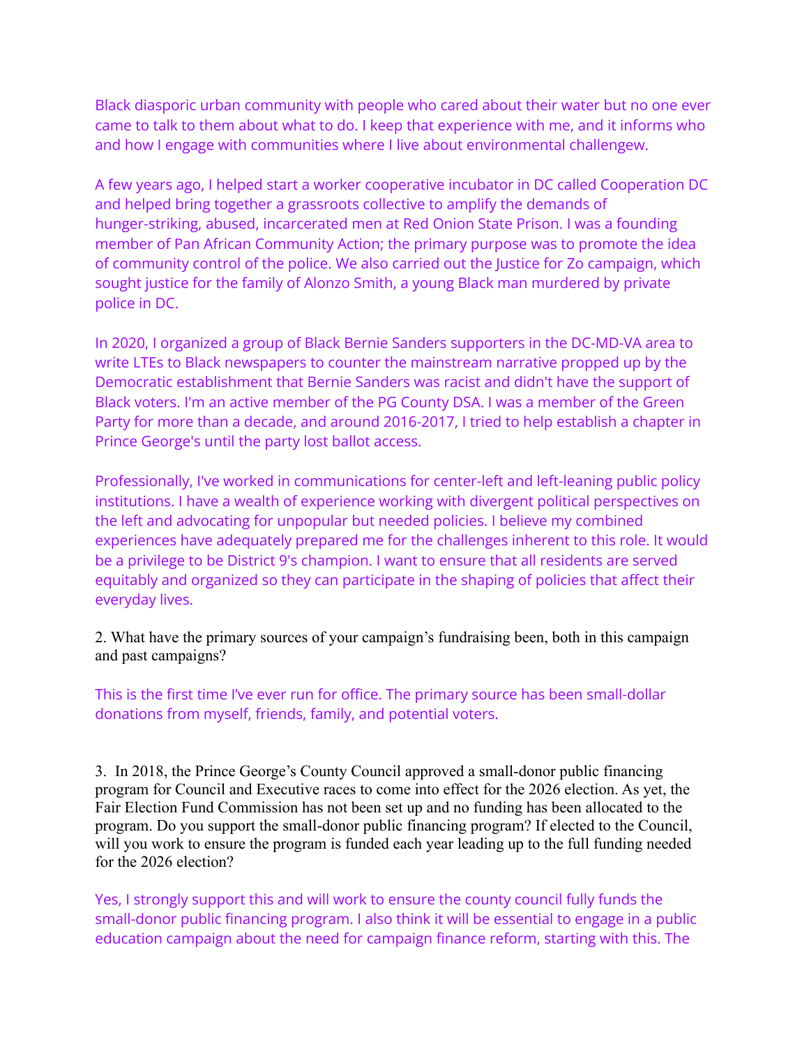Black diasporic urban community with people who cared about their water but no one ever came to talk to them about what to do. I keep that experience with me, and it informs who and how I engage with communities where I live about environmental challengew.

A few years ago, I helped start a worker cooperative incubator in DC called Cooperation DC and helped bring together a grassroots collective to amplify the demands of hunger-striking, abused, incarcerated men at Red Onion State Prison. I was a founding member of Pan African Community Action; the primary purpose was to promote the idea of community control of the police. We also carried out the Justice for Zo campaign, which sought justice for the family of Alonzo Smith, a young Black man murdered by private police in DC.

In 2020, I organized a group of Black Bernie Sanders supporters in the DC-MD-VA area to write LTEs to Black newspapers to counter the mainstream narrative propped up by the Democratic establishment that Bernie Sanders was racist and didn't have the support of Black voters. I'm an active member of the PG County DSA. I was a member of the Green Party for more than a decade, and around 2016-2017, I tried to help establish a chapter in Prince George's until the party lost ballot access.

Professionally, I've worked in communications for center-left and left-leaning public policy institutions. I have a wealth of experience working with divergent political perspectives on the left and advocating for unpopular but needed policies. I believe my combined experiences have adequately prepared me for the challenges inherent to this role. It would be a privilege to be District 9's champion. I want to ensure that all residents are served equitably and organized so they can participate in the shaping of policies that affect their everyday lives.

2. What have the primary sources of your campaign's fundraising been, both in this campaign and past campaigns?

This is the first time I've ever run for office. The primary source has been small-dollar donations from myself, friends, family, and potential voters.

3. In 2018, the Prince George's County Council approved a small-donor public financing program for Council and Executive races to come into effect for the 2026 election. As yet, the Fair Election Fund Commission has not been set up and no funding has been allocated to the program. Do you support the small-donor public financing program? If elected to the Council, will you work to ensure the program is funded each year leading up to the full funding needed for the 2026 election?

Yes, I strongly support this and will work to ensure the county council fully funds the small-donor public financing program. I also think it will be essential to engage in a public education campaign about the need for campaign finance reform, starting with this. The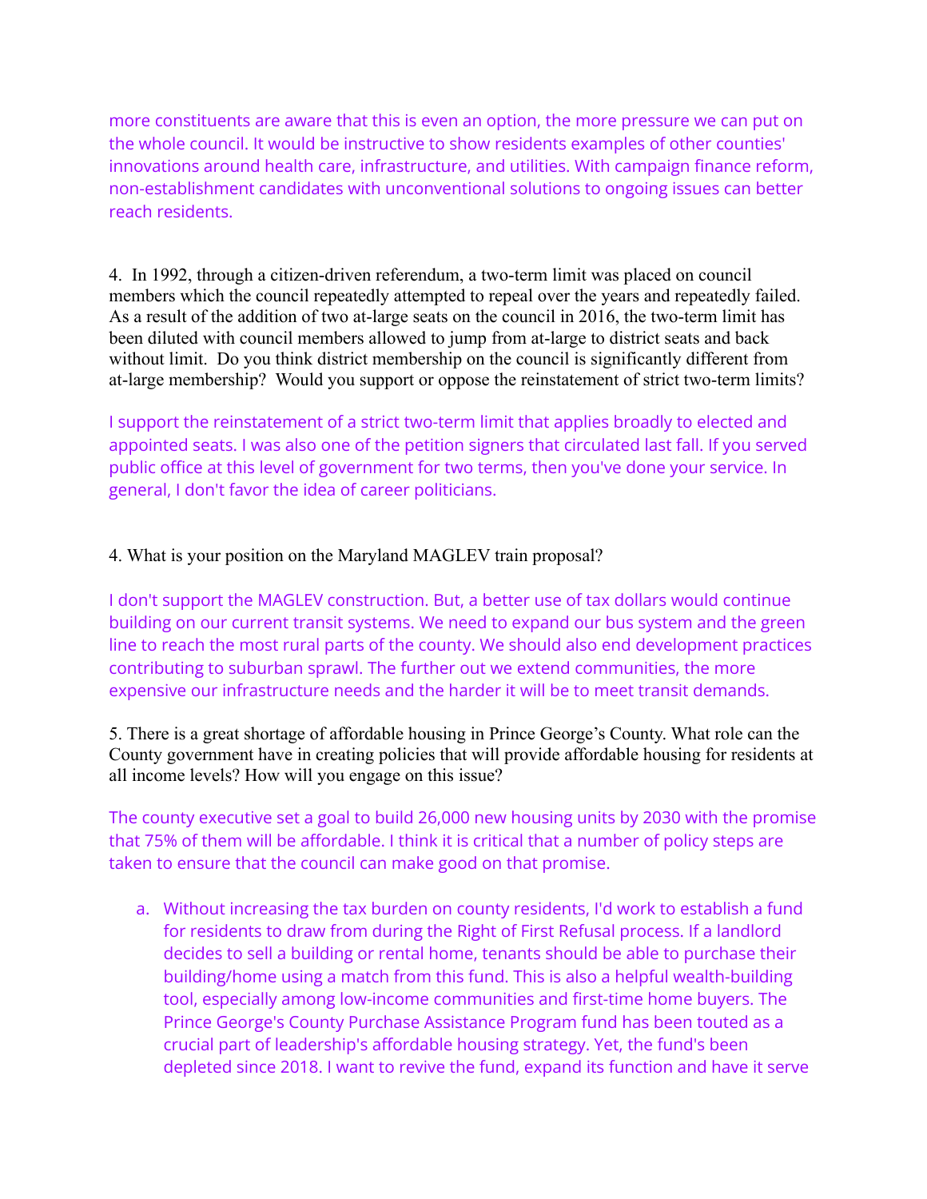more constituents are aware that this is even an option, the more pressure we can put on the whole council. It would be instructive to show residents examples of other counties' innovations around health care, infrastructure, and utilities. With campaign finance reform, non-establishment candidates with unconventional solutions to ongoing issues can better reach residents.

4. In 1992, through a citizen-driven referendum, a two-term limit was placed on council members which the council repeatedly attempted to repeal over the years and repeatedly failed. As a result of the addition of two at-large seats on the council in 2016, the two-term limit has been diluted with council members allowed to jump from at-large to district seats and back without limit. Do you think district membership on the council is significantly different from at-large membership? Would you support or oppose the reinstatement of strict two-term limits?

I support the reinstatement of a strict two-term limit that applies broadly to elected and appointed seats. I was also one of the petition signers that circulated last fall. If you served public office at this level of government for two terms, then you've done your service. In general, I don't favor the idea of career politicians.

4. What is your position on the Maryland MAGLEV train proposal?

I don't support the MAGLEV construction. But, a better use of tax dollars would continue building on our current transit systems. We need to expand our bus system and the green line to reach the most rural parts of the county. We should also end development practices contributing to suburban sprawl. The further out we extend communities, the more expensive our infrastructure needs and the harder it will be to meet transit demands.

5. There is a great shortage of affordable housing in Prince George's County. What role can the County government have in creating policies that will provide affordable housing for residents at all income levels? How will you engage on this issue?

The county executive set a goal to build 26,000 new housing units by 2030 with the promise that 75% of them will be affordable. I think it is critical that a number of policy steps are taken to ensure that the council can make good on that promise.

a. Without increasing the tax burden on county residents, I'd work to establish a fund for residents to draw from during the Right of First Refusal process. If a landlord decides to sell a building or rental home, tenants should be able to purchase their building/home using a match from this fund. This is also a helpful wealth-building tool, especially among low-income communities and first-time home buyers. The Prince George's County Purchase Assistance Program fund has been touted as a crucial part of leadership's affordable housing strategy. Yet, the fund's been depleted since 2018. I want to revive the fund, expand its function and have it serve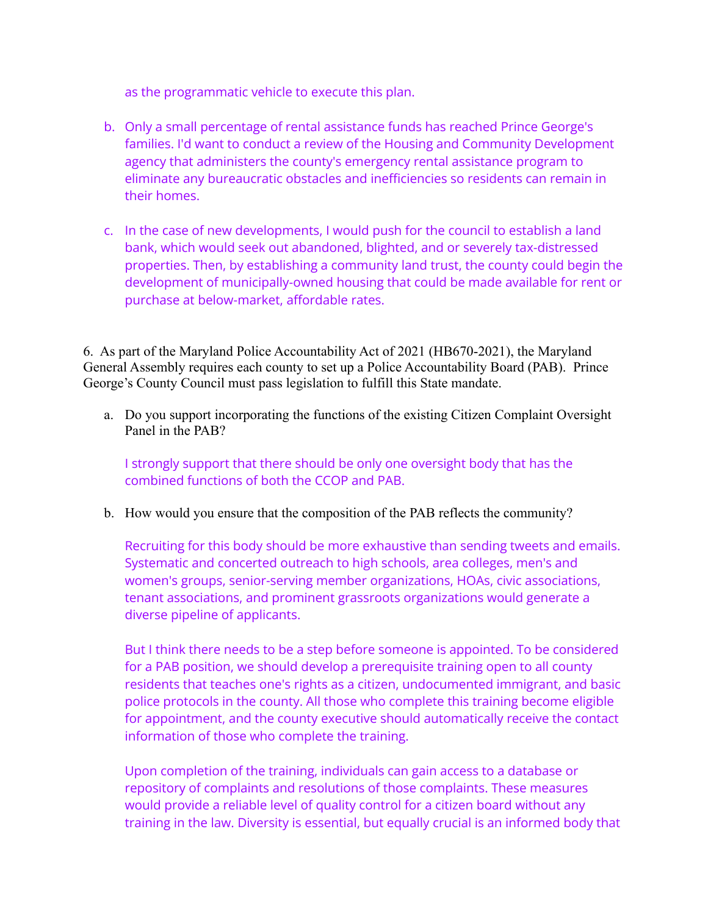as the programmatic vehicle to execute this plan.

b. Only a small percentage of rental assistance funds has reached Prince George's families. I'd want to conduct a review of the Housing and Community Development agency that administers the county's emergency rental assistance program to eliminate any bureaucratic obstacles and inefficiencies so residents can remain in their homes.

c. In the case of new developments, I would push for the council to establish a land bank, which would seek out abandoned, blighted, and or severely tax-distressed properties. Then, by establishing a community land trust, the county could begin the development of municipally-owned housing that could be made available for rent or purchase at below-market, affordable rates.

6. As part of the Maryland Police Accountability Act of 2021 (HB670-2021), the Maryland General Assembly requires each county to set up a Police Accountability Board (PAB). Prince George's County Council must pass legislation to fulfill this State mandate.

a. Do you support incorporating the functions of the existing Citizen Complaint Oversight Panel in the PAB?

   I strongly support that there should be only one oversight body that has the combined functions of both the CCOP and PAB.

b. How would you ensure that the composition of the PAB reflects the community?

   Recruiting for this body should be more exhaustive than sending tweets and emails. Systematic and concerted outreach to high schools, area colleges, men's and women's groups, senior-serving member organizations, HOAs, civic associations, tenant associations, and prominent grassroots organizations would generate a diverse pipeline of applicants.

   But I think there needs to be a step before someone is appointed. To be considered for a PAB position, we should develop a prerequisite training open to all county residents that teaches one's rights as a citizen, undocumented immigrant, and basic police protocols in the county. All those who complete this training become eligible for appointment, and the county executive should automatically receive the contact information of those who complete the training.

   Upon completion of the training, individuals can gain access to a database or repository of complaints and resolutions of those complaints. These measures would provide a reliable level of quality control for a citizen board without any training in the law. Diversity is essential, but equally crucial is an informed body that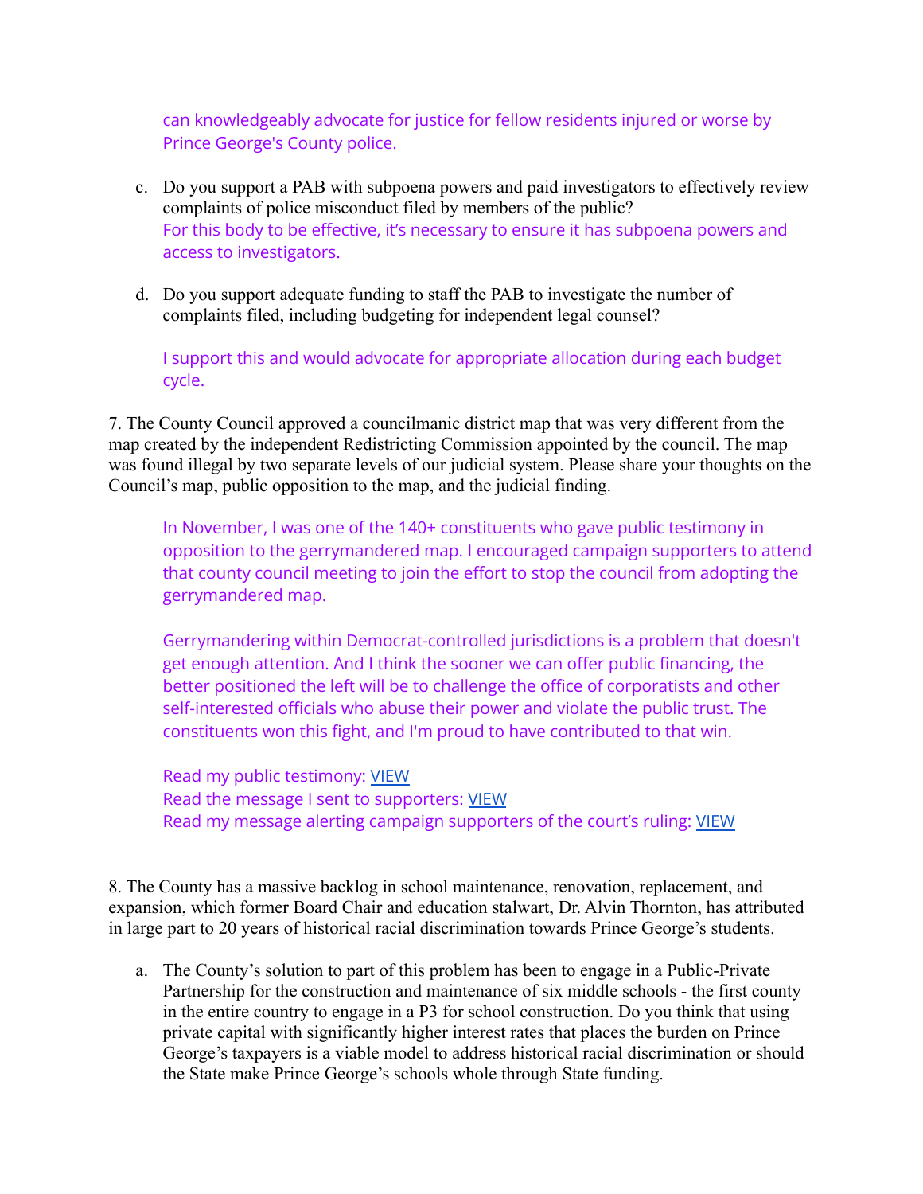can knowledgeably advocate for justice for fellow residents injured or worse by Prince George's County police.

c. Do you support a PAB with subpoena powers and paid investigators to effectively review complaints of police misconduct filed by members of the public?
   For this body to be effective, it's necessary to ensure it has subpoena powers and access to investigators.

d. Do you support adequate funding to staff the PAB to investigate the number of complaints filed, including budgeting for independent legal counsel?

   I support this and would advocate for appropriate allocation during each budget cycle.

7. The County Council approved a councilmanic district map that was very different from the map created by the independent Redistricting Commission appointed by the council. The map was found illegal by two separate levels of our judicial system. Please share your thoughts on the Council's map, public opposition to the map, and the judicial finding.

   In November, I was one of the 140+ constituents who gave public testimony in opposition to the gerrymandered map. I encouraged campaign supporters to attend that county council meeting to join the effort to stop the council from adopting the gerrymandered map.

   Gerrymandering within Democrat-controlled jurisdictions is a problem that doesn't get enough attention. And I think the sooner we can offer public financing, the better positioned the left will be to challenge the office of corporatists and other self-interested officials who abuse their power and violate the public trust. The constituents won this fight, and I'm proud to have contributed to that win.

   Read my public testimony: VIEW
   Read the message I sent to supporters: VIEW
   Read my message alerting campaign supporters of the court's ruling: VIEW

8. The County has a massive backlog in school maintenance, renovation, replacement, and expansion, which former Board Chair and education stalwart, Dr. Alvin Thornton, has attributed in large part to 20 years of historical racial discrimination towards Prince George's students.

a. The County's solution to part of this problem has been to engage in a Public-Private Partnership for the construction and maintenance of six middle schools - the first county in the entire country to engage in a P3 for school construction. Do you think that using private capital with significantly higher interest rates that places the burden on Prince George's taxpayers is a viable model to address historical racial discrimination or should the State make Prince George's schools whole through State funding.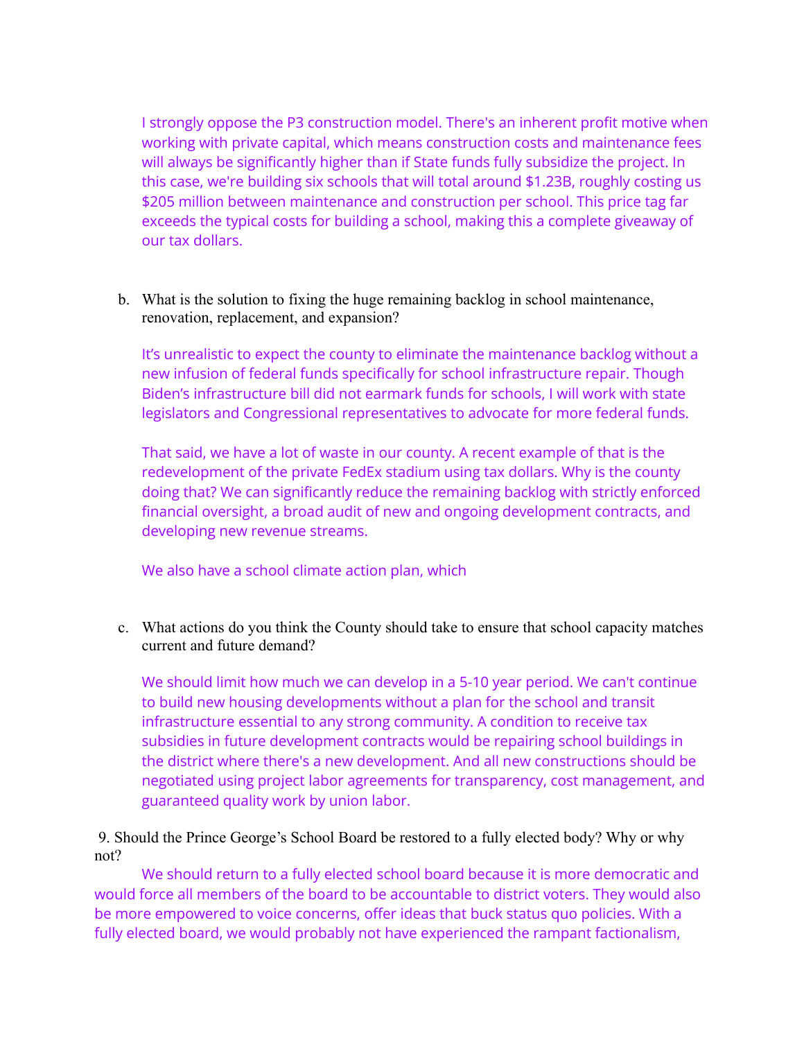I strongly oppose the P3 construction model. There's an inherent profit motive when working with private capital, which means construction costs and maintenance fees will always be significantly higher than if State funds fully subsidize the project. In this case, we're building six schools that will total around $1.23B, roughly costing us $205 million between maintenance and construction per school. This price tag far exceeds the typical costs for building a school, making this a complete giveaway of our tax dollars.

b. What is the solution to fixing the huge remaining backlog in school maintenance, renovation, replacement, and expansion?

It's unrealistic to expect the county to eliminate the maintenance backlog without a new infusion of federal funds specifically for school infrastructure repair. Though Biden's infrastructure bill did not earmark funds for schools, I will work with state legislators and Congressional representatives to advocate for more federal funds.

That said, we have a lot of waste in our county. A recent example of that is the redevelopment of the private FedEx stadium using tax dollars. Why is the county doing that? We can significantly reduce the remaining backlog with strictly enforced financial oversight, a broad audit of new and ongoing development contracts, and developing new revenue streams.

We also have a school climate action plan, which

c. What actions do you think the County should take to ensure that school capacity matches current and future demand?

We should limit how much we can develop in a 5-10 year period. We can't continue to build new housing developments without a plan for the school and transit infrastructure essential to any strong community. A condition to receive tax subsidies in future development contracts would be repairing school buildings in the district where there's a new development. And all new constructions should be negotiated using project labor agreements for transparency, cost management, and guaranteed quality work by union labor.

9. Should the Prince George's School Board be restored to a fully elected body? Why or why not?

We should return to a fully elected school board because it is more democratic and would force all members of the board to be accountable to district voters. They would also be more empowered to voice concerns, offer ideas that buck status quo policies. With a fully elected board, we would probably not have experienced the rampant factionalism,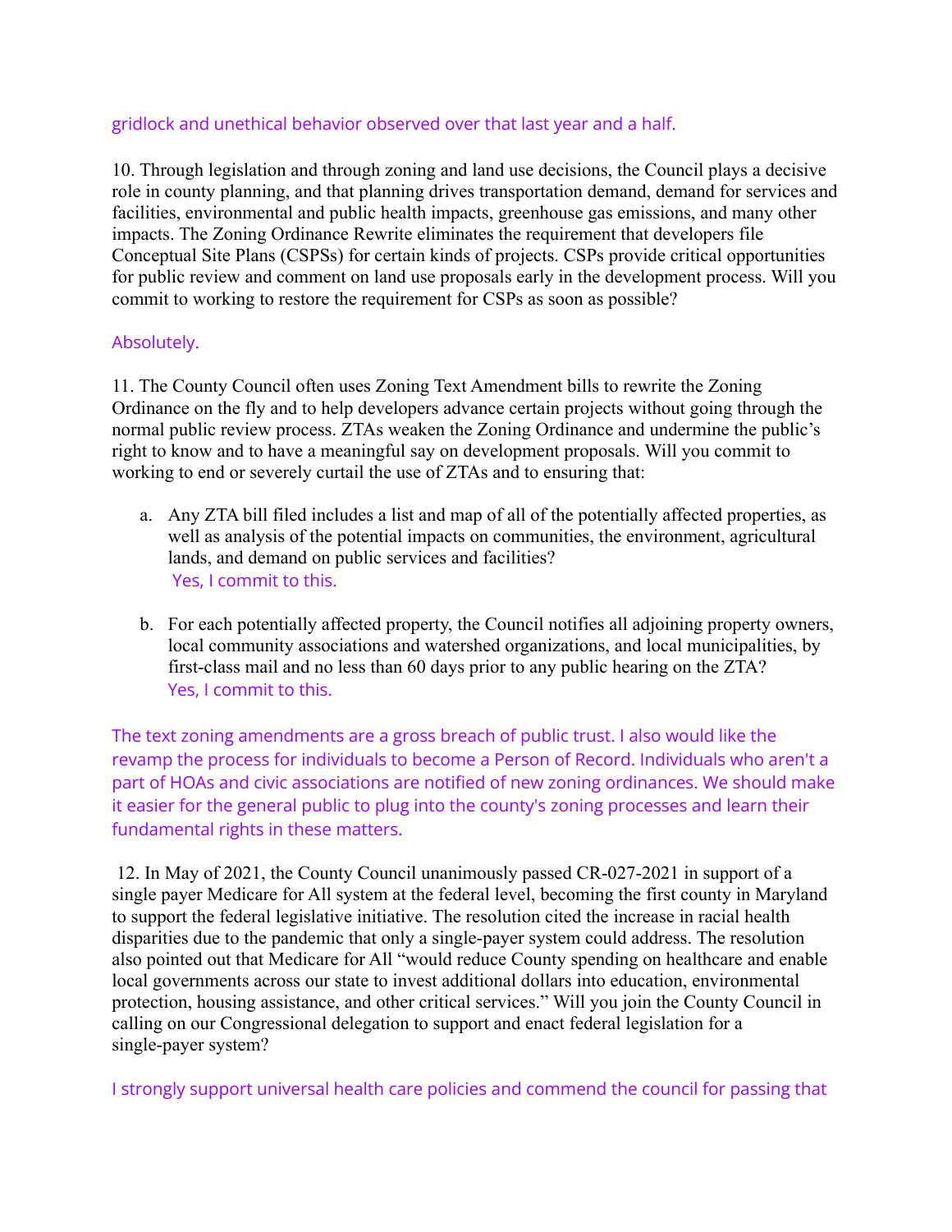gridlock and unethical behavior observed over that last year and a half.

10. Through legislation and through zoning and land use decisions, the Council plays a decisive role in county planning, and that planning drives transportation demand, demand for services and facilities, environmental and public health impacts, greenhouse gas emissions, and many other impacts. The Zoning Ordinance Rewrite eliminates the requirement that developers file Conceptual Site Plans (CSPSs) for certain kinds of projects. CSPs provide critical opportunities for public review and comment on land use proposals early in the development process. Will you commit to working to restore the requirement for CSPs as soon as possible?

Absolutely.

11. The County Council often uses Zoning Text Amendment bills to rewrite the Zoning Ordinance on the fly and to help developers advance certain projects without going through the normal public review process. ZTAs weaken the Zoning Ordinance and undermine the public's right to know and to have a meaningful say on development proposals. Will you commit to working to end or severely curtail the use of ZTAs and to ensuring that:

a. Any ZTA bill filed includes a list and map of all of the potentially affected properties, as well as analysis of the potential impacts on communities, the environment, agricultural lands, and demand on public services and facilities?
   Yes, I commit to this.

b. For each potentially affected property, the Council notifies all adjoining property owners, local community associations and watershed organizations, and local municipalities, by first-class mail and no less than 60 days prior to any public hearing on the ZTA?
   Yes, I commit to this.

The text zoning amendments are a gross breach of public trust. I also would like the revamp the process for individuals to become a Person of Record. Individuals who aren't a part of HOAs and civic associations are notified of new zoning ordinances. We should make it easier for the general public to plug into the county's zoning processes and learn their fundamental rights in these matters.

12. In May of 2021, the County Council unanimously passed CR-027-2021 in support of a single payer Medicare for All system at the federal level, becoming the first county in Maryland to support the federal legislative initiative. The resolution cited the increase in racial health disparities due to the pandemic that only a single-payer system could address. The resolution also pointed out that Medicare for All "would reduce County spending on healthcare and enable local governments across our state to invest additional dollars into education, environmental protection, housing assistance, and other critical services." Will you join the County Council in calling on our Congressional delegation to support and enact federal legislation for a single-payer system?

I strongly support universal health care policies and commend the council for passing that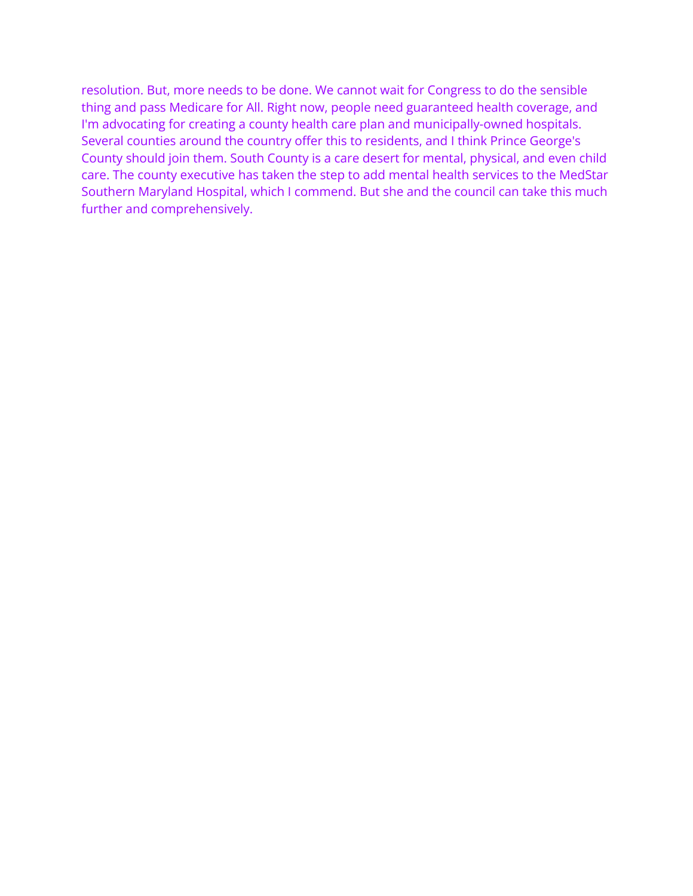resolution. But, more needs to be done. We cannot wait for Congress to do the sensible thing and pass Medicare for All. Right now, people need guaranteed health coverage, and I'm advocating for creating a county health care plan and municipally-owned hospitals. Several counties around the country offer this to residents, and I think Prince George's County should join them. South County is a care desert for mental, physical, and even child care. The county executive has taken the step to add mental health services to the MedStar Southern Maryland Hospital, which I commend. But she and the council can take this much further and comprehensively.